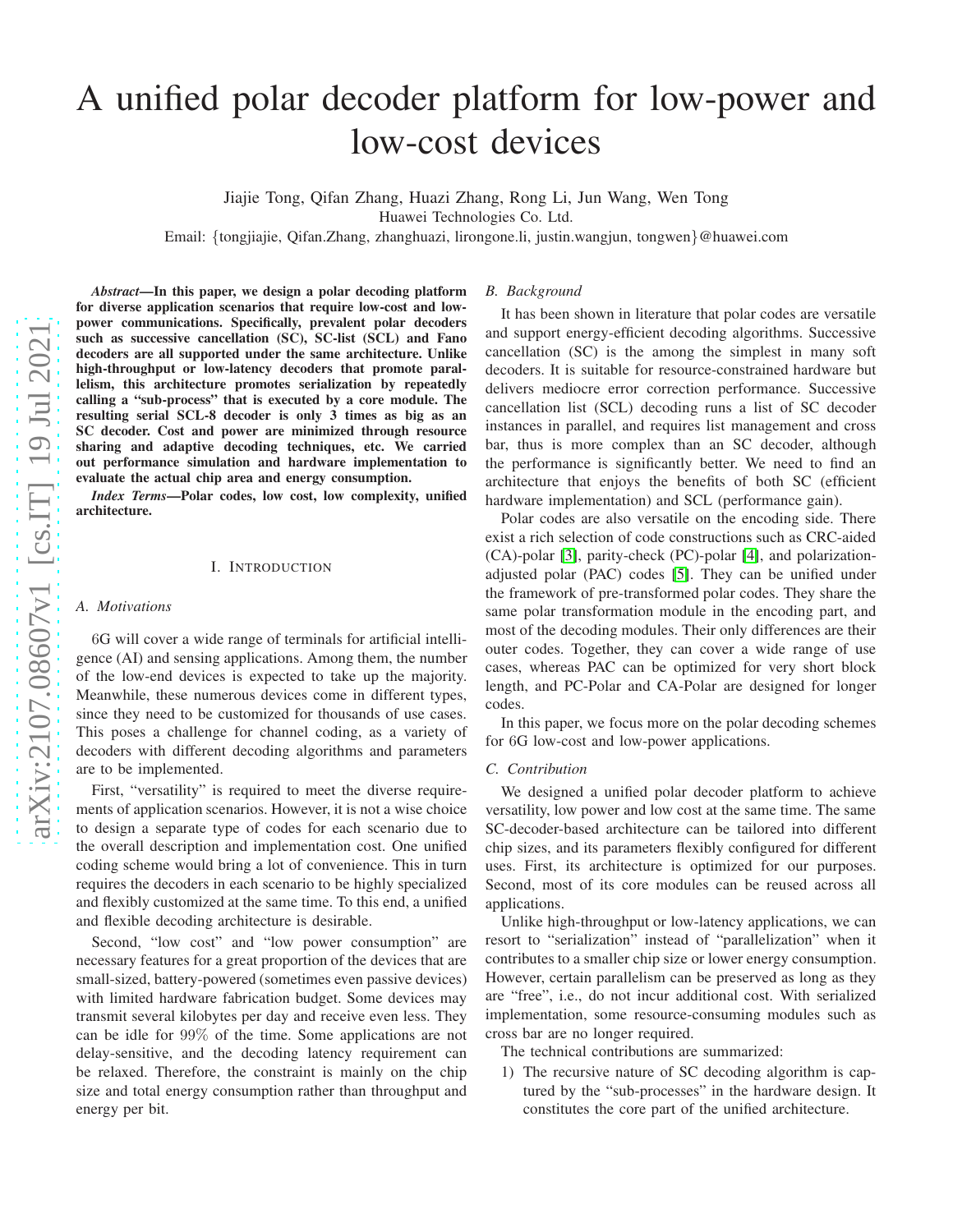# A unified polar decoder platform for low-power and low-cost devices

Jiajie Tong, Qifan Zhang, Huazi Zhang, Rong Li, Jun Wang, Wen Tong

Huawei Technologies Co. Ltd.

Email: {tongjiajie, Qifan.Zhang, zhanghuazi, lirongone.li, justin.wangjun, tongwen}@huawei.com

***Abstract*—In this paper, we design a polar decoding platform for diverse application scenarios that require low-cost and low-power communications. Specifically, prevalent polar decoders such as successive cancellation (SC), SC-list (SCL) and Fano decoders are all supported under the same architecture. Unlike high-throughput or low-latency decoders that promote parallelism, this architecture promotes serialization by repeatedly calling a "sub-process" that is executed by a core module. The resulting serial SCL-8 decoder is only 3 times as big as an SC decoder. Cost and power are minimized through resource sharing and adaptive decoding techniques, etc. We carried out performance simulation and hardware implementation to evaluate the actual chip area and energy consumption.**

***Index Terms*—Polar codes, low cost, low complexity, unified architecture.**

## I. Introduction

### A. Motivations

6G will cover a wide range of terminals for artificial intelligence (AI) and sensing applications. Among them, the number of the low-end devices is expected to take up the majority. Meanwhile, these numerous devices come in different types, since they need to be customized for thousands of use cases. This poses a challenge for channel coding, as a variety of decoders with different decoding algorithms and parameters are to be implemented.

First, "versatility" is required to meet the diverse requirements of application scenarios. However, it is not a wise choice to design a separate type of codes for each scenario due to the overall description and implementation cost. One unified coding scheme would bring a lot of convenience. This in turn requires the decoders in each scenario to be highly specialized and flexibly customized at the same time. To this end, a unified and flexible decoding architecture is desirable.

Second, "low cost" and "low power consumption" are necessary features for a great proportion of the devices that are small-sized, battery-powered (sometimes even passive devices) with limited hardware fabrication budget. Some devices may transmit several kilobytes per day and receive even less. They can be idle for 99% of the time. Some applications are not delay-sensitive, and the decoding latency requirement can be relaxed. Therefore, the constraint is mainly on the chip size and total energy consumption rather than throughput and energy per bit.

### B. Background

It has been shown in literature that polar codes are versatile and support energy-efficient decoding algorithms. Successive cancellation (SC) is the among the simplest in many soft decoders. It is suitable for resource-constrained hardware but delivers mediocre error correction performance. Successive cancellation list (SCL) decoding runs a list of SC decoder instances in parallel, and requires list management and cross bar, thus is more complex than an SC decoder, although the performance is significantly better. We need to find an architecture that enjoys the benefits of both SC (efficient hardware implementation) and SCL (performance gain).

Polar codes are also versatile on the encoding side. There exist a rich selection of code constructions such as CRC-aided (CA)-polar [3], parity-check (PC)-polar [4], and polarization-adjusted polar (PAC) codes [5]. They can be unified under the framework of pre-transformed polar codes. They share the same polar transformation module in the encoding part, and most of the decoding modules. Their only differences are their outer codes. Together, they can cover a wide range of use cases, whereas PAC can be optimized for very short block length, and PC-Polar and CA-Polar are designed for longer codes.

In this paper, we focus more on the polar decoding schemes for 6G low-cost and low-power applications.

### C. Contribution

We designed a unified polar decoder platform to achieve versatility, low power and low cost at the same time. The same SC-decoder-based architecture can be tailored into different chip sizes, and its parameters flexibly configured for different uses. First, its architecture is optimized for our purposes. Second, most of its core modules can be reused across all applications.

Unlike high-throughput or low-latency applications, we can resort to "serialization" instead of "parallelization" when it contributes to a smaller chip size or lower energy consumption. However, certain parallelism can be preserved as long as they are "free", i.e., do not incur additional cost. With serialized implementation, some resource-consuming modules such as cross bar are no longer required.

The technical contributions are summarized:

1) The recursive nature of SC decoding algorithm is captured by the "sub-processes" in the hardware design. It constitutes the core part of the unified architecture.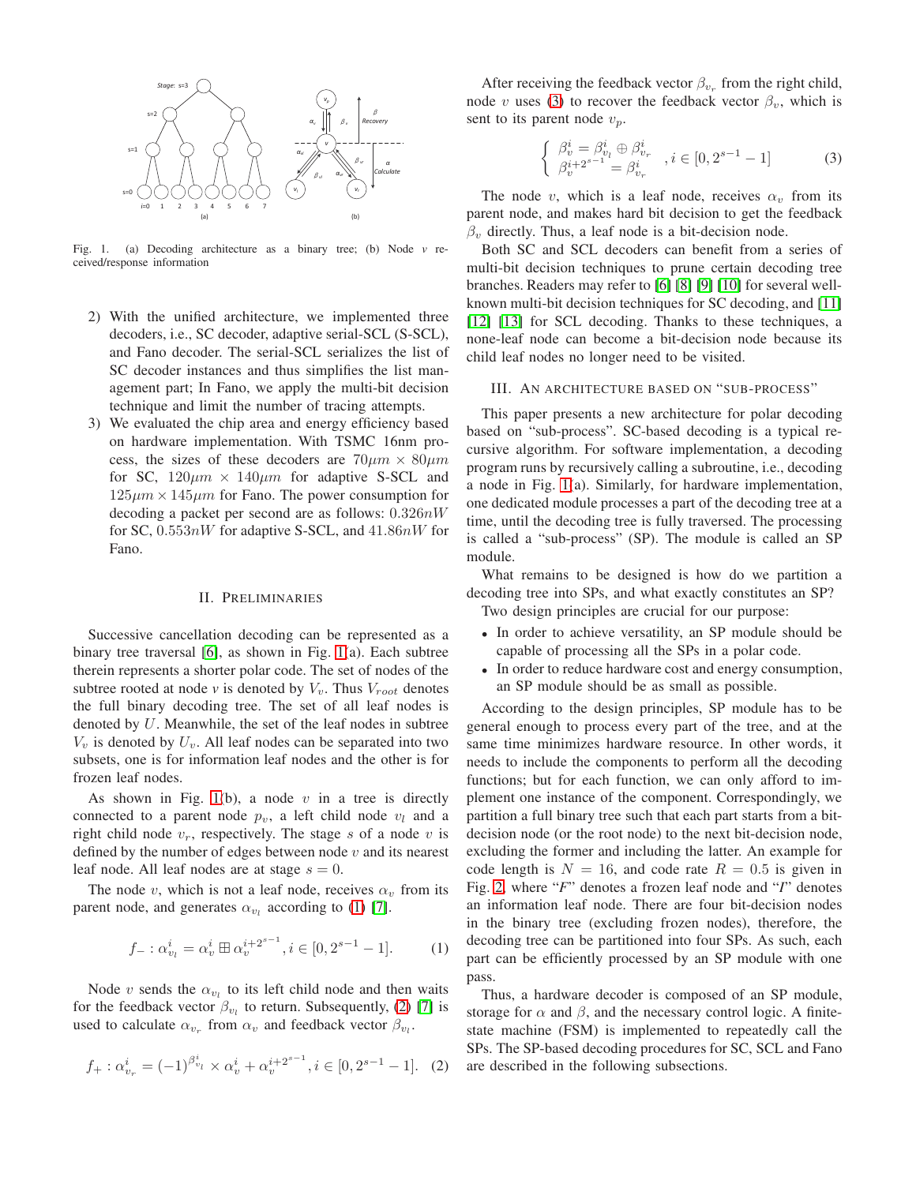Fig. 1. (a) Decoding architecture as a binary tree; (b) Node $v$ received/response information

2) With the unified architecture, we implemented three decoders, i.e., SC decoder, adaptive serial-SCL (S-SCL), and Fano decoder. The serial-SCL serializes the list of SC decoder instances and thus simplifies the list management part; In Fano, we apply the multi-bit decision technique and limit the number of tracing attempts.
3) We evaluated the chip area and energy efficiency based on hardware implementation. With TSMC 16nm process, the sizes of these decoders are $70\mu m \times 80\mu m$ for SC, $120\mu m \times 140\mu m$ for adaptive S-SCL and $125\mu m \times 145\mu m$ for Fano. The power consumption for decoding a packet per second are as follows: $0.326nW$ for SC, $0.553nW$ for adaptive S-SCL, and $41.86nW$ for Fano.

## II. Preliminaries

Successive cancellation decoding can be represented as a binary tree traversal [6], as shown in Fig. 1(a). Each subtree therein represents a shorter polar code. The set of nodes of the subtree rooted at node $v$ is denoted by $V_v$. Thus $V_{root}$ denotes the full binary decoding tree. The set of all leaf nodes is denoted by $U$. Meanwhile, the set of the leaf nodes in subtree $V_v$ is denoted by $U_v$. All leaf nodes can be separated into two subsets, one is for information leaf nodes and the other is for frozen leaf nodes.

As shown in Fig. 1(b), a node $v$ in a tree is directly connected to a parent node $p_v$, a left child node $v_l$ and a right child node $v_r$, respectively. The stage $s$ of a node $v$ is defined by the number of edges between node $v$ and its nearest leaf node. All leaf nodes are at stage $s = 0$.

The node $v$, which is not a leaf node, receives $\alpha_v$ from its parent node, and generates $\alpha_{v_l}$ according to (1) [7].

$$f_- : \alpha_{v_l}^i = \alpha_v^i \boxplus \alpha_v^{i+2^{s-1}}, i \in [0, 2^{s-1} - 1]. \tag{1}$$

Node $v$ sends the $\alpha_{v_l}$ to its left child node and then waits for the feedback vector $\beta_{v_l}$ to return. Subsequently, (2) [7] is used to calculate $\alpha_{v_r}$ from $\alpha_v$ and feedback vector $\beta_{v_l}$.

$$f_+ : \alpha_{v_r}^i = (-1)^{\beta_{v_l}^i} \times \alpha_v^i + \alpha_v^{i+2^{s-1}}, i \in [0, 2^{s-1} - 1]. \tag{2}$$

After receiving the feedback vector $\beta_{v_r}$ from the right child, node $v$ uses (3) to recover the feedback vector $\beta_v$, which is sent to its parent node $v_p$.

$$\begin{cases} \beta_v^i = \beta_{v_l}^i \oplus \beta_{v_r}^i \\ \beta_v^{i+2^{s-1}} = \beta_{v_r}^i \end{cases}, i \in [0, 2^{s-1} - 1] \tag{3}$$

The node $v$, which is a leaf node, receives $\alpha_v$ from its parent node, and makes hard bit decision to get the feedback $\beta_v$ directly. Thus, a leaf node is a bit-decision node.

Both SC and SCL decoders can benefit from a series of multi-bit decision techniques to prune certain decoding tree branches. Readers may refer to [6] [8] [9] [10] for several well-known multi-bit decision techniques for SC decoding, and [11] [12] [13] for SCL decoding. Thanks to these techniques, a none-leaf node can become a bit-decision node because its child leaf nodes no longer need to be visited.

## III. An Architecture Based on "Sub-Process"

This paper presents a new architecture for polar decoding based on "sub-process". SC-based decoding is a typical recursive algorithm. For software implementation, a decoding program runs by recursively calling a subroutine, i.e., decoding a node in Fig. 1(a). Similarly, for hardware implementation, one dedicated module processes a part of the decoding tree at a time, until the decoding tree is fully traversed. The processing is called a "sub-process" (SP). The module is called an SP module.

What remains to be designed is how do we partition a decoding tree into SPs, and what exactly constitutes an SP?

Two design principles are crucial for our purpose:

- In order to achieve versatility, an SP module should be capable of processing all the SPs in a polar code.
- In order to reduce hardware cost and energy consumption, an SP module should be as small as possible.

According to the design principles, SP module has to be general enough to process every part of the tree, and at the same time minimizes hardware resource. In other words, it needs to include the components to perform all the decoding functions; but for each function, we can only afford to implement one instance of the component. Correspondingly, we partition a full binary tree such that each part starts from a bit-decision node (or the root node) to the next bit-decision node, excluding the former and including the latter. An example for code length is $N = 16$, and code rate $R = 0.5$ is given in Fig. 2, where "*F*" denotes a frozen leaf node and "*I*" denotes an information leaf node. There are four bit-decision nodes in the binary tree (excluding frozen nodes), therefore, the decoding tree can be partitioned into four SPs. As such, each part can be efficiently processed by an SP module with one pass.

Thus, a hardware decoder is composed of an SP module, storage for $\alpha$ and $\beta$, and the necessary control logic. A finite-state machine (FSM) is implemented to repeatedly call the SPs. The SP-based decoding procedures for SC, SCL and Fano are described in the following subsections.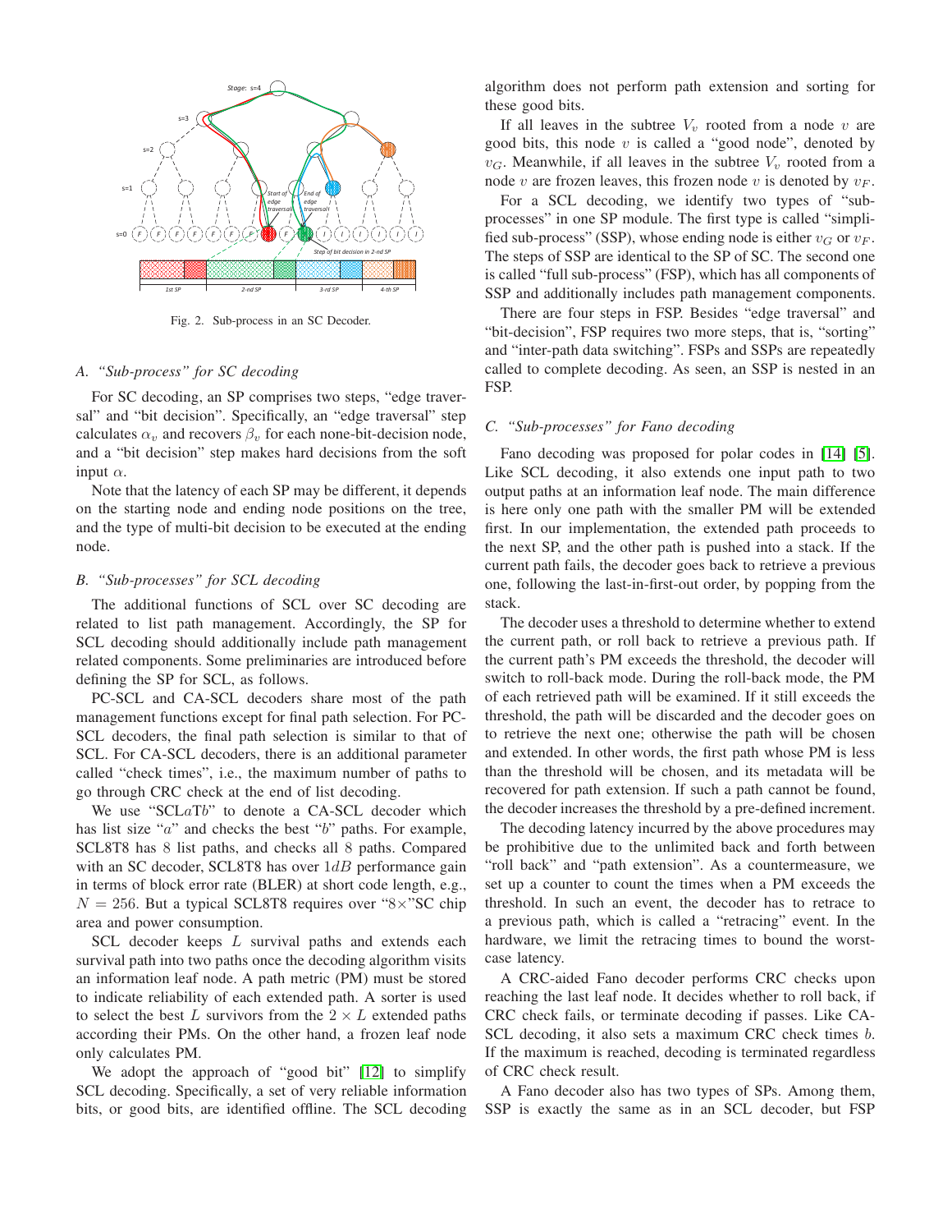Fig. 2. Sub-process in an SC Decoder.

### A. "Sub-process" for SC decoding

For SC decoding, an SP comprises two steps, "edge traversal" and "bit decision". Specifically, an "edge traversal" step calculates $\alpha_v$ and recovers $\beta_v$ for each none-bit-decision node, and a "bit decision" step makes hard decisions from the soft input $\alpha$.

Note that the latency of each SP may be different, it depends on the starting node and ending node positions on the tree, and the type of multi-bit decision to be executed at the ending node.

### B. "Sub-processes" for SCL decoding

The additional functions of SCL over SC decoding are related to list path management. Accordingly, the SP for SCL decoding should additionally include path management related components. Some preliminaries are introduced before defining the SP for SCL, as follows.

PC-SCL and CA-SCL decoders share most of the path management functions except for final path selection. For PC-SCL decoders, the final path selection is similar to that of SCL. For CA-SCL decoders, there is an additional parameter called "check times", i.e., the maximum number of paths to go through CRC check at the end of list decoding.

We use "SCL$a$T$b$" to denote a CA-SCL decoder which has list size "$a$" and checks the best "$b$" paths. For example, SCL8T8 has $8$ list paths, and checks all $8$ paths. Compared with an SC decoder, SCL8T8 has over $1dB$ performance gain in terms of block error rate (BLER) at short code length, e.g., $N = 256$. But a typical SCL8T8 requires over "$8\times$"SC chip area and power consumption.

SCL decoder keeps $L$ survival paths and extends each survival path into two paths once the decoding algorithm visits an information leaf node. A path metric (PM) must be stored to indicate reliability of each extended path. A sorter is used to select the best $L$ survivors from the $2 \times L$ extended paths according their PMs. On the other hand, a frozen leaf node only calculates PM.

We adopt the approach of "good bit" [12] to simplify SCL decoding. Specifically, a set of very reliable information bits, or good bits, are identified offline. The SCL decoding algorithm does not perform path extension and sorting for these good bits.

If all leaves in the subtree $V_v$ rooted from a node $v$ are good bits, this node $v$ is called a "good node", denoted by $v_G$. Meanwhile, if all leaves in the subtree $V_v$ rooted from a node $v$ are frozen leaves, this frozen node $v$ is denoted by $v_F$.

For a SCL decoding, we identify two types of "sub-processes" in one SP module. The first type is called "simplified sub-process" (SSP), whose ending node is either $v_G$ or $v_F$. The steps of SSP are identical to the SP of SC. The second one is called "full sub-process" (FSP), which has all components of SSP and additionally includes path management components.

There are four steps in FSP. Besides "edge traversal" and "bit-decision", FSP requires two more steps, that is, "sorting" and "inter-path data switching". FSPs and SSPs are repeatedly called to complete decoding. As seen, an SSP is nested in an FSP.

### C. "Sub-processes" for Fano decoding

Fano decoding was proposed for polar codes in [14] [5]. Like SCL decoding, it also extends one input path to two output paths at an information leaf node. The main difference is here only one path with the smaller PM will be extended first. In our implementation, the extended path proceeds to the next SP, and the other path is pushed into a stack. If the current path fails, the decoder goes back to retrieve a previous one, following the last-in-first-out order, by popping from the stack.

The decoder uses a threshold to determine whether to extend the current path, or roll back to retrieve a previous path. If the current path's PM exceeds the threshold, the decoder will switch to roll-back mode. During the roll-back mode, the PM of each retrieved path will be examined. If it still exceeds the threshold, the path will be discarded and the decoder goes on to retrieve the next one; otherwise the path will be chosen and extended. In other words, the first path whose PM is less than the threshold will be chosen, and its metadata will be recovered for path extension. If such a path cannot be found, the decoder increases the threshold by a pre-defined increment.

The decoding latency incurred by the above procedures may be prohibitive due to the unlimited back and forth between "roll back" and "path extension". As a countermeasure, we set up a counter to count the times when a PM exceeds the threshold. In such an event, the decoder has to retrace to a previous path, which is called a "retracing" event. In the hardware, we limit the retracing times to bound the worst-case latency.

A CRC-aided Fano decoder performs CRC checks upon reaching the last leaf node. It decides whether to roll back, if CRC check fails, or terminate decoding if passes. Like CA-SCL decoding, it also sets a maximum CRC check times $b$. If the maximum is reached, decoding is terminated regardless of CRC check result.

A Fano decoder also has two types of SPs. Among them, SSP is exactly the same as in an SCL decoder, but FSP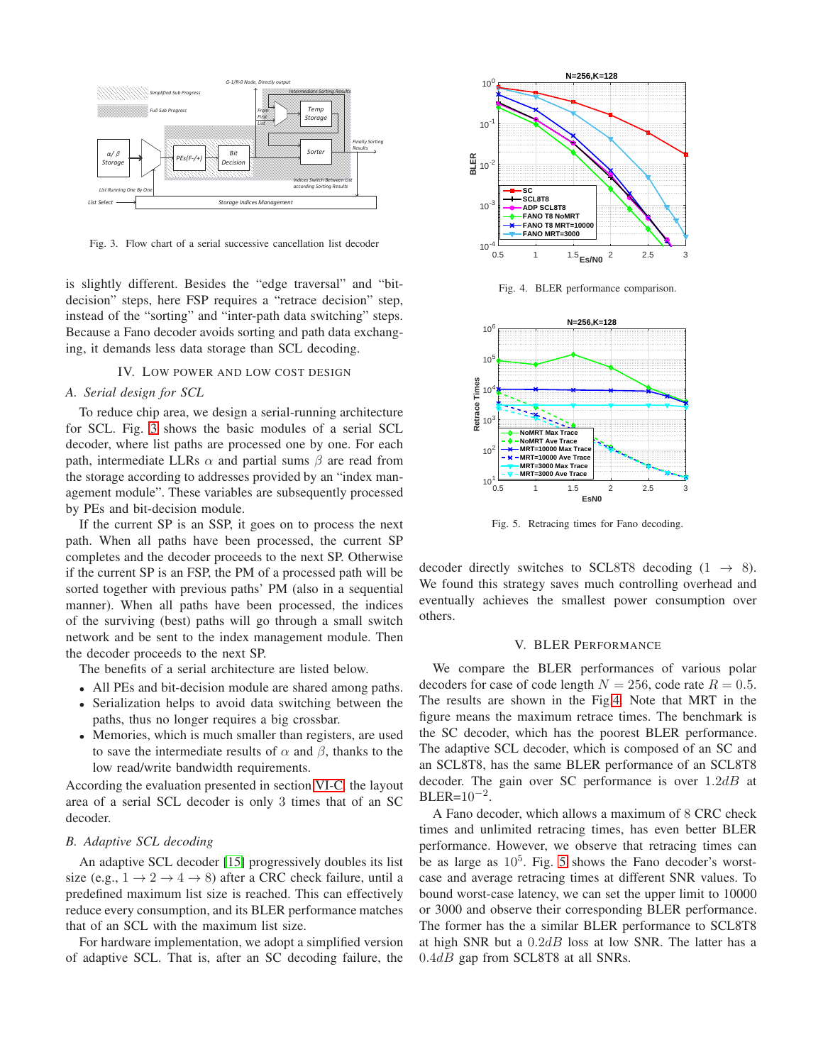Fig. 3. Flow chart of a serial successive cancellation list decoder

is slightly different. Besides the "edge traversal" and "bit-decision" steps, here FSP requires a "retrace decision" step, instead of the "sorting" and "inter-path data switching" steps. Because a Fano decoder avoids sorting and path data exchanging, it demands less data storage than SCL decoding.

## IV. Low power and low cost design

### A. Serial design for SCL

To reduce chip area, we design a serial-running architecture for SCL. Fig. 3 shows the basic modules of a serial SCL decoder, where list paths are processed one by one. For each path, intermediate LLRs $\alpha$ and partial sums $\beta$ are read from the storage according to addresses provided by an "index management module". These variables are subsequently processed by PEs and bit-decision module.

If the current SP is an SSP, it goes on to process the next path. When all paths have been processed, the current SP completes and the decoder proceeds to the next SP. Otherwise if the current SP is an FSP, the PM of a processed path will be sorted together with previous paths' PM (also in a sequential manner). When all paths have been processed, the indices of the surviving (best) paths will go through a small switch network and be sent to the index management module. Then the decoder proceeds to the next SP.

The benefits of a serial architecture are listed below.

- All PEs and bit-decision module are shared among paths.
- Serialization helps to avoid data switching between the paths, thus no longer requires a big crossbar.
- Memories, which is much smaller than registers, are used to save the intermediate results of $\alpha$ and $\beta$, thanks to the low read/write bandwidth requirements.

According the evaluation presented in section VI-C, the layout area of a serial SCL decoder is only 3 times that of an SC decoder.

### B. Adaptive SCL decoding

An adaptive SCL decoder [15] progressively doubles its list size (e.g., $1 \rightarrow 2 \rightarrow 4 \rightarrow 8$) after a CRC check failure, until a predefined maximum list size is reached. This can effectively reduce every consumption, and its BLER performance matches that of an SCL with the maximum list size.

For hardware implementation, we adopt a simplified version of adaptive SCL. That is, after an SC decoding failure, the decoder directly switches to SCL8T8 decoding ($1 \rightarrow 8$). We found this strategy saves much controlling overhead and eventually achieves the smallest power consumption over others.

Fig. 4. BLER performance comparison.

Fig. 5. Retracing times for Fano decoding.

## V. BLER Performance

We compare the BLER performances of various polar decoders for case of code length $N = 256$, code rate $R = 0.5$. The results are shown in the Fig 4. Note that MRT in the figure means the maximum retrace times. The benchmark is the SC decoder, which has the poorest BLER performance. The adaptive SCL decoder, which is composed of an SC and an SCL8T8, has the same BLER performance of an SCL8T8 decoder. The gain over SC performance is over $1.2dB$ at BLER=$10^{-2}$.

A Fano decoder, which allows a maximum of 8 CRC check times and unlimited retracing times, has even better BLER performance. However, we observe that retracing times can be as large as $10^5$. Fig. 5 shows the Fano decoder's worst-case and average retracing times at different SNR values. To bound worst-case latency, we can set the upper limit to 10000 or 3000 and observe their corresponding BLER performance. The former has the a similar BLER performance to SCL8T8 at high SNR but a $0.2dB$ loss at low SNR. The latter has a $0.4dB$ gap from SCL8T8 at all SNRs.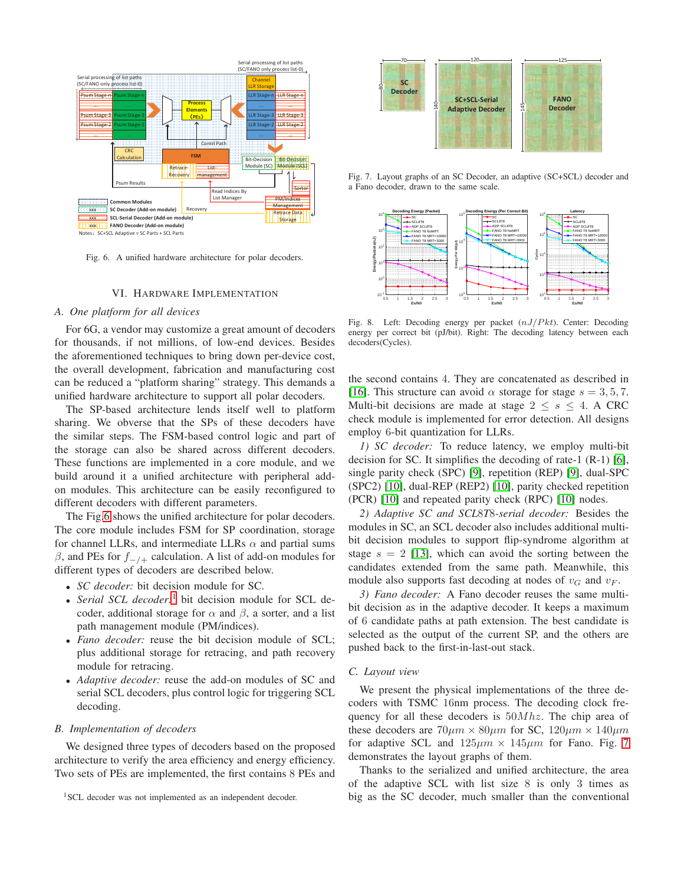Fig. 6. A unified hardware architecture for polar decoders.

## VI. Hardware Implementation

### A. One platform for all devices

For 6G, a vendor may customize a great amount of decoders for thousands, if not millions, of low-end devices. Besides the aforementioned techniques to bring down per-device cost, the overall development, fabrication and manufacturing cost can be reduced a "platform sharing" strategy. This demands a unified hardware architecture to support all polar decoders.

The SP-based architecture lends itself well to platform sharing. We obverse that the SPs of these decoders have the similar steps. The FSM-based control logic and part of the storage can also be shared across different decoders. These functions are implemented in a core module, and we build around it a unified architecture with peripheral add-on modules. This architecture can be easily reconfigured to different decoders with different parameters.

The Fig.6 shows the unified architecture for polar decoders. The core module includes FSM for SP coordination, storage for channel LLRs, and intermediate LLRs $\alpha$ and partial sums $\beta$, and PEs for $f_{-/+}$ calculation. A list of add-on modules for different types of decoders are described below.

- *SC decoder:* bit decision module for SC.
- *Serial SCL decoder*[1]: bit decision module for SCL decoder, additional storage for $\alpha$ and $\beta$, a sorter, and a list path management module (PM/indices).
- *Fano decoder:* reuse the bit decision module of SCL; plus additional storage for retracing, and path recovery module for retracing.
- *Adaptive decoder:* reuse the add-on modules of SC and serial SCL decoders, plus control logic for triggering SCL decoding.

### B. Implementation of decoders

We designed three types of decoders based on the proposed architecture to verify the area efficiency and energy efficiency. Two sets of PEs are implemented, the first contains 8 PEs and the second contains 4. They are concatenated as described in [16]. This structure can avoid $\alpha$ storage for stage $s = 3, 5, 7$. Multi-bit decisions are made at stage $2 \leq s \leq 4$. A CRC check module is implemented for error detection. All designs employ 6-bit quantization for LLRs.

*1) SC decoder:* To reduce latency, we employ multi-bit decision for SC. It simplifies the decoding of rate-1 (R-1) [6], single parity check (SPC) [9], repetition (REP) [9], dual-SPC (SPC2) [10], dual-REP (REP2) [10], parity checked repetition (PCR) [10] and repeated parity check (RPC) [10] nodes.

*2) Adaptive SC and SCL8T8-serial decoder:* Besides the modules in SC, an SCL decoder also includes additional multi-bit decision modules to support flip-syndrome algorithm at stage $s = 2$ [13], which can avoid the sorting between the candidates extended from the same path. Meanwhile, this module also supports fast decoding at nodes of $v_G$ and $v_F$.

*3) Fano decoder:* A Fano decoder reuses the same multi-bit decision as in the adaptive decoder. It keeps a maximum of 6 candidate paths at path extension. The best candidate is selected as the output of the current SP, and the others are pushed back to the first-in-last-out stack.

### C. Layout view

We present the physical implementations of the three decoders with TSMC 16nm process. The decoding clock frequency for all these decoders is $50Mhz$. The chip area of these decoders are $70\mu m \times 80\mu m$ for SC, $120\mu m \times 140\mu m$ for adaptive SCL and $125\mu m \times 145\mu m$ for Fano. Fig. 7 demonstrates the layout graphs of them.

Thanks to the serialized and unified architecture, the area of the adaptive SCL with list size 8 is only 3 times as big as the SC decoder, much smaller than the conventional

[1] SCL decoder was not implemented as an independent decoder.

Fig. 7. Layout graphs of an SC Decoder, an adaptive (SC+SCL) decoder and a Fano decoder, drawn to the same scale.

Fig. 8. Left: Decoding energy per packet ($nJ/Pkt$). Center: Decoding energy per correct bit (pJ/bit). Right: The decoding latency between each decoders(Cycles).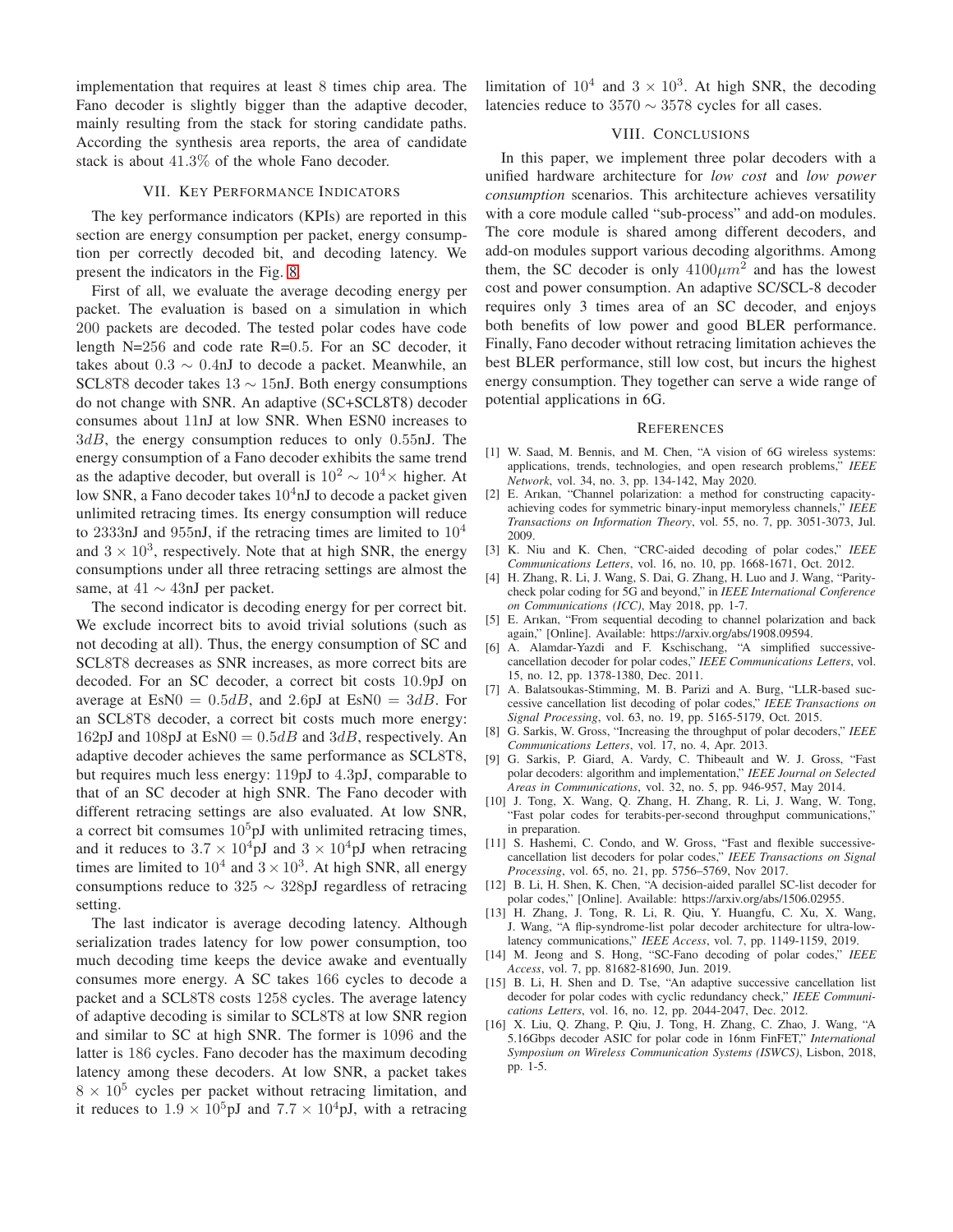implementation that requires at least 8 times chip area. The Fano decoder is slightly bigger than the adaptive decoder, mainly resulting from the stack for storing candidate paths. According the synthesis area reports, the area of candidate stack is about 41.3% of the whole Fano decoder.

## VII. Key Performance Indicators

The key performance indicators (KPIs) are reported in this section are energy consumption per packet, energy consumption per correctly decoded bit, and decoding latency. We present the indicators in the Fig. 8.

First of all, we evaluate the average decoding energy per packet. The evaluation is based on a simulation in which 200 packets are decoded. The tested polar codes have code length N=256 and code rate R=0.5. For an SC decoder, it takes about $0.3 \sim 0.4$nJ to decode a packet. Meanwhile, an SCL8T8 decoder takes $13 \sim 15$nJ. Both energy consumptions do not change with SNR. An adaptive (SC+SCL8T8) decoder consumes about 11nJ at low SNR. When ESN0 increases to $3dB$, the energy consumption reduces to only 0.55nJ. The energy consumption of a Fano decoder exhibits the same trend as the adaptive decoder, but overall is $10^2 \sim 10^4\times$ higher. At low SNR, a Fano decoder takes $10^4$nJ to decode a packet given unlimited retracing times. Its energy consumption will reduce to 2333nJ and 955nJ, if the retracing times are limited to $10^4$ and $3 \times 10^3$, respectively. Note that at high SNR, the energy consumptions under all three retracing settings are almost the same, at $41 \sim 43$nJ per packet.

The second indicator is decoding energy for per correct bit. We exclude incorrect bits to avoid trivial solutions (such as not decoding at all). Thus, the energy consumption of SC and SCL8T8 decreases as SNR increases, as more correct bits are decoded. For an SC decoder, a correct bit costs 10.9pJ on average at EsN0 $= 0.5dB$, and 2.6pJ at EsN0 $= 3dB$. For an SCL8T8 decoder, a correct bit costs much more energy: 162pJ and 108pJ at EsN0 $= 0.5dB$ and $3dB$, respectively. An adaptive decoder achieves the same performance as SCL8T8, but requires much less energy: 119pJ to 4.3pJ, comparable to that of an SC decoder at high SNR. The Fano decoder with different retracing settings are also evaluated. At low SNR, a correct bit comsumes $10^5$pJ with unlimited retracing times, and it reduces to $3.7 \times 10^4$pJ and $3 \times 10^4$pJ when retracing times are limited to $10^4$ and $3 \times 10^3$. At high SNR, all energy consumptions reduce to $325 \sim 328$pJ regardless of retracing setting.

The last indicator is average decoding latency. Although serialization trades latency for low power consumption, too much decoding time keeps the device awake and eventually consumes more energy. A SC takes 166 cycles to decode a packet and a SCL8T8 costs 1258 cycles. The average latency of adaptive decoding is similar to SCL8T8 at low SNR region and similar to SC at high SNR. The former is 1096 and the latter is 186 cycles. Fano decoder has the maximum decoding latency among these decoders. At low SNR, a packet takes $8 \times 10^5$ cycles per packet without retracing limitation, and it reduces to $1.9 \times 10^5$pJ and $7.7 \times 10^4$pJ, with a retracing limitation of $10^4$ and $3 \times 10^3$. At high SNR, the decoding latencies reduce to $3570 \sim 3578$ cycles for all cases.

## VIII. Conclusions

In this paper, we implement three polar decoders with a unified hardware architecture for *low cost* and *low power consumption* scenarios. This architecture achieves versatility with a core module called "sub-process" and add-on modules. The core module is shared among different decoders, and add-on modules support various decoding algorithms. Among them, the SC decoder is only $4100\mu m^2$ and has the lowest cost and power consumption. An adaptive SC/SCL-8 decoder requires only 3 times area of an SC decoder, and enjoys both benefits of low power and good BLER performance. Finally, Fano decoder without retracing limitation achieves the best BLER performance, still low cost, but incurs the highest energy consumption. They together can serve a wide range of potential applications in 6G.

## References

[1] W. Saad, M. Bennis, and M. Chen, "A vision of 6G wireless systems: applications, trends, technologies, and open research problems," *IEEE Network*, vol. 34, no. 3, pp. 134-142, May 2020.

[2] E. Arıkan, "Channel polarization: a method for constructing capacity-achieving codes for symmetric binary-input memoryless channels," *IEEE Transactions on Information Theory*, vol. 55, no. 7, pp. 3051-3073, Jul. 2009.

[3] K. Niu and K. Chen, "CRC-aided decoding of polar codes," *IEEE Communications Letters*, vol. 16, no. 10, pp. 1668-1671, Oct. 2012.

[4] H. Zhang, R. Li, J. Wang, S. Dai, G. Zhang, H. Luo and J. Wang, "Parity-check polar coding for 5G and beyond," in *IEEE International Conference on Communications (ICC)*, May 2018, pp. 1-7.

[5] E. Arıkan, "From sequential decoding to channel polarization and back again," [Online]. Available: https://arxiv.org/abs/1908.09594.

[6] A. Alamdar-Yazdi and F. Kschischang, "A simplified successive-cancellation decoder for polar codes," *IEEE Communications Letters*, vol. 15, no. 12, pp. 1378-1380, Dec. 2011.

[7] A. Balatsoukas-Stimming, M. B. Parizi and A. Burg, "LLR-based successive cancellation list decoding of polar codes," *IEEE Transactions on Signal Processing*, vol. 63, no. 19, pp. 5165-5179, Oct. 2015.

[8] G. Sarkis, W. Gross, "Increasing the throughput of polar decoders," *IEEE Communications Letters*, vol. 17, no. 4, Apr. 2013.

[9] G. Sarkis, P. Giard, A. Vardy, C. Thibeault and W. J. Gross, "Fast polar decoders: algorithm and implementation," *IEEE Journal on Selected Areas in Communications*, vol. 32, no. 5, pp. 946-957, May 2014.

[10] J. Tong, X. Wang, Q. Zhang, H. Zhang, R. Li, J. Wang, W. Tong, "Fast polar codes for terabits-per-second throughput communications," in preparation.

[11] S. Hashemi, C. Condo, and W. Gross, "Fast and flexible successive-cancellation list decoders for polar codes," *IEEE Transactions on Signal Processing*, vol. 65, no. 21, pp. 5756–5769, Nov 2017.

[12] B. Li, H. Shen, K. Chen, "A decision-aided parallel SC-list decoder for polar codes," [Online]. Available: https://arxiv.org/abs/1506.02955.

[13] H. Zhang, J. Tong, R. Li, R. Qiu, Y. Huangfu, C. Xu, X. Wang, J. Wang, "A flip-syndrome-list polar decoder architecture for ultra-low-latency communications," *IEEE Access*, vol. 7, pp. 1149-1159, 2019.

[14] M. Jeong and S. Hong, "SC-Fano decoding of polar codes," *IEEE Access*, vol. 7, pp. 81682-81690, Jun. 2019.

[15] B. Li, H. Shen and D. Tse, "An adaptive successive cancellation list decoder for polar codes with cyclic redundancy check," *IEEE Communications Letters*, vol. 16, no. 12, pp. 2044-2047, Dec. 2012.

[16] X. Liu, Q. Zhang, P. Qiu, J. Tong, H. Zhang, C. Zhao, J. Wang, "A 5.16Gbps decoder ASIC for polar code in 16nm FinFET," *International Symposium on Wireless Communication Systems (ISWCS)*, Lisbon, 2018, pp. 1-5.